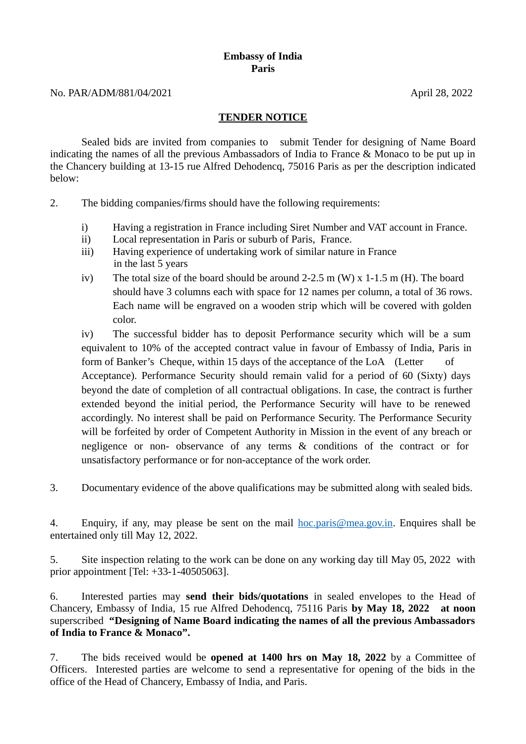**Embassy of India**
**Paris**

No. PAR/ADM/881/04/2021 April 28, 2022

**TENDER NOTICE**

Sealed bids are invited from companies to submit Tender for designing of Name Board indicating the names of all the previous Ambassadors of India to France & Monaco to be put up in the Chancery building at 13-15 rue Alfred Dehodencq, 75016 Paris as per the description indicated below:

2. The bidding companies/firms should have the following requirements:

   i) Having a registration in France including Siret Number and VAT account in France.
   ii) Local representation in Paris or suburb of Paris, France.
   iii) Having experience of undertaking work of similar nature in France in the last 5 years
   iv) The total size of the board should be around 2-2.5 m (W) x 1-1.5 m (H). The board should have 3 columns each with space for 12 names per column, a total of 36 rows. Each name will be engraved on a wooden strip which will be covered with golden color.
   iv) The successful bidder has to deposit Performance security which will be a sum equivalent to 10% of the accepted contract value in favour of Embassy of India, Paris in form of Banker's Cheque, within 15 days of the acceptance of the LoA (Letter of Acceptance). Performance Security should remain valid for a period of 60 (Sixty) days beyond the date of completion of all contractual obligations. In case, the contract is further extended beyond the initial period, the Performance Security will have to be renewed accordingly. No interest shall be paid on Performance Security. The Performance Security will be forfeited by order of Competent Authority in Mission in the event of any breach or negligence or non- observance of any terms & conditions of the contract or for unsatisfactory performance or for non-acceptance of the work order.

3. Documentary evidence of the above qualifications may be submitted along with sealed bids.

4. Enquiry, if any, may please be sent on the mail hoc.paris@mea.gov.in. Enquires shall be entertained only till May 12, 2022.

5. Site inspection relating to the work can be done on any working day till May 05, 2022 with prior appointment [Tel: +33-1-40505063].

6. Interested parties may **send their bids/quotations** in sealed envelopes to the Head of Chancery, Embassy of India, 15 rue Alfred Dehodencq, 75116 Paris **by May 18, 2022 at noon** superscribed **"Designing of Name Board indicating the names of all the previous Ambassadors of India to France & Monaco".**

7. The bids received would be **opened at 1400 hrs on May 18, 2022** by a Committee of Officers. Interested parties are welcome to send a representative for opening of the bids in the office of the Head of Chancery, Embassy of India, and Paris.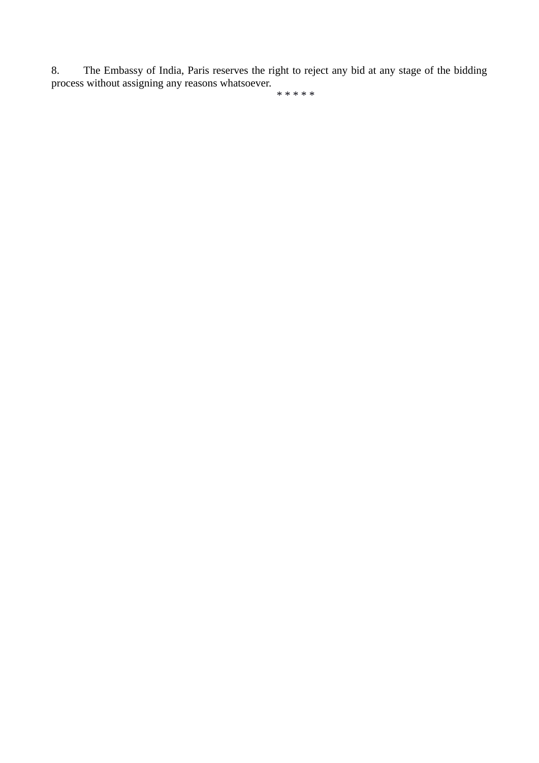8. The Embassy of India, Paris reserves the right to reject any bid at any stage of the bidding process without assigning any reasons whatsoever.

* * * * *